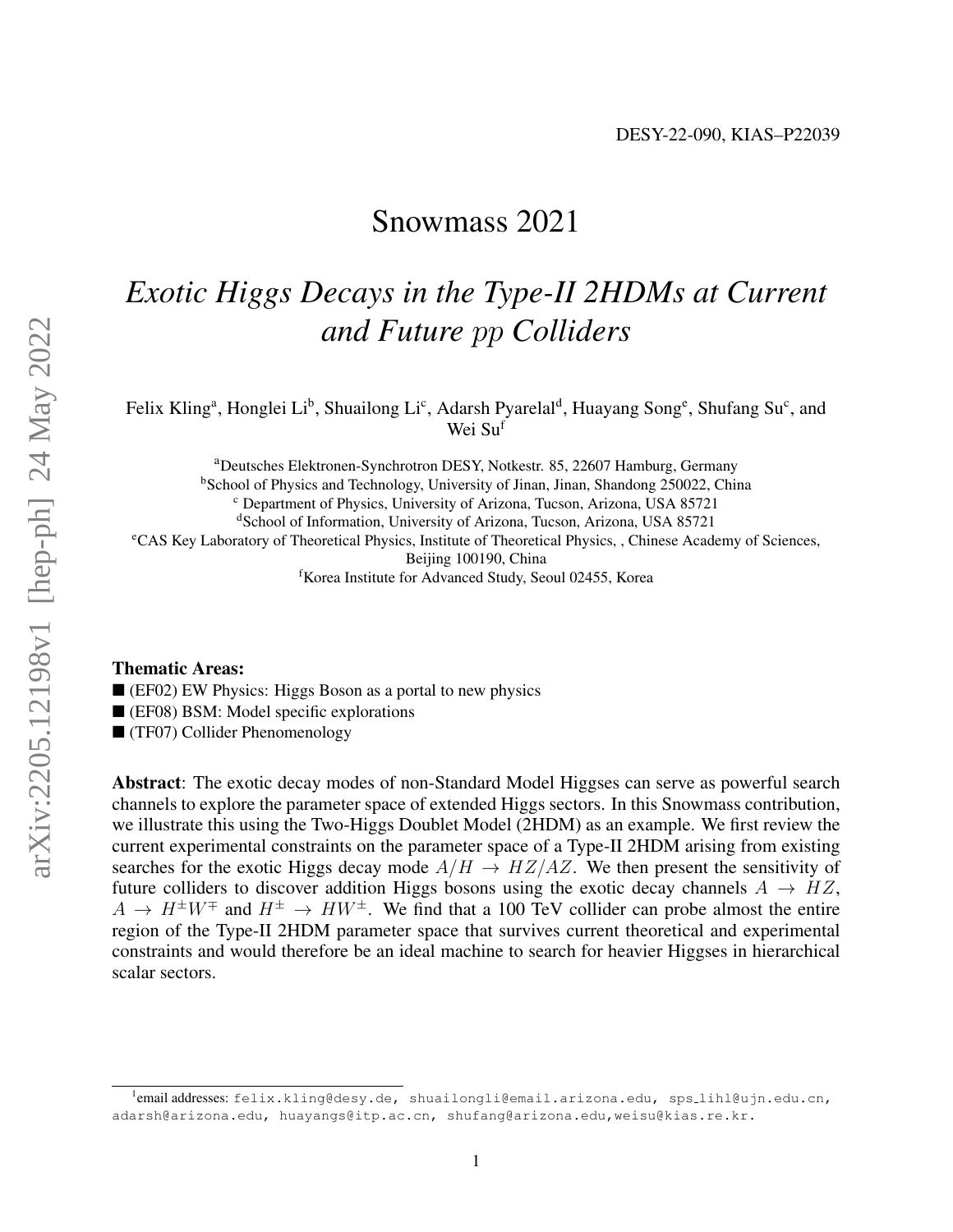DESY-22-090, KIAS–P22039

# Snowmass 2021

## *Exotic Higgs Decays in the Type-II 2HDMs at Current and Future $pp$ Colliders*

Felix Kling[a], Honglei Li[b], Shuailong Li[c], Adarsh Pyarelal[d], Huayang Song[e], Shufang Su[c], and Wei Su[f]

[a]Deutsches Elektronen-Synchrotron DESY, Notkestr. 85, 22607 Hamburg, Germany
[b]School of Physics and Technology, University of Jinan, Jinan, Shandong 250022, China
[c] Department of Physics, University of Arizona, Tucson, Arizona, USA 85721
[d]School of Information, University of Arizona, Tucson, Arizona, USA 85721
[e]CAS Key Laboratory of Theoretical Physics, Institute of Theoretical Physics, , Chinese Academy of Sciences, Beijing 100190, China
[f]Korea Institute for Advanced Study, Seoul 02455, Korea

**Thematic Areas:**

■ (EF02) EW Physics: Higgs Boson as a portal to new physics
■ (EF08) BSM: Model specific explorations
■ (TF07) Collider Phenomenology

**Abstract**: The exotic decay modes of non-Standard Model Higgses can serve as powerful search channels to explore the parameter space of extended Higgs sectors. In this Snowmass contribution, we illustrate this using the Two-Higgs Doublet Model (2HDM) as an example. We first review the current experimental constraints on the parameter space of a Type-II 2HDM arising from existing searches for the exotic Higgs decay mode $A/H \to HZ/AZ$. We then present the sensitivity of future colliders to discover addition Higgs bosons using the exotic decay channels $A \to HZ$, $A \to H^{\pm}W^{\mp}$ and $H^{\pm} \to HW^{\pm}$. We find that a 100 TeV collider can probe almost the entire region of the Type-II 2HDM parameter space that survives current theoretical and experimental constraints and would therefore be an ideal machine to search for heavier Higgses in hierarchical scalar sectors.

[1]email addresses: felix.kling@desy.de, shuailongli@email.arizona.edu, sps_lihl@ujn.edu.cn, adarsh@arizona.edu, huayangs@itp.ac.cn, shufang@arizona.edu,weisu@kias.re.kr.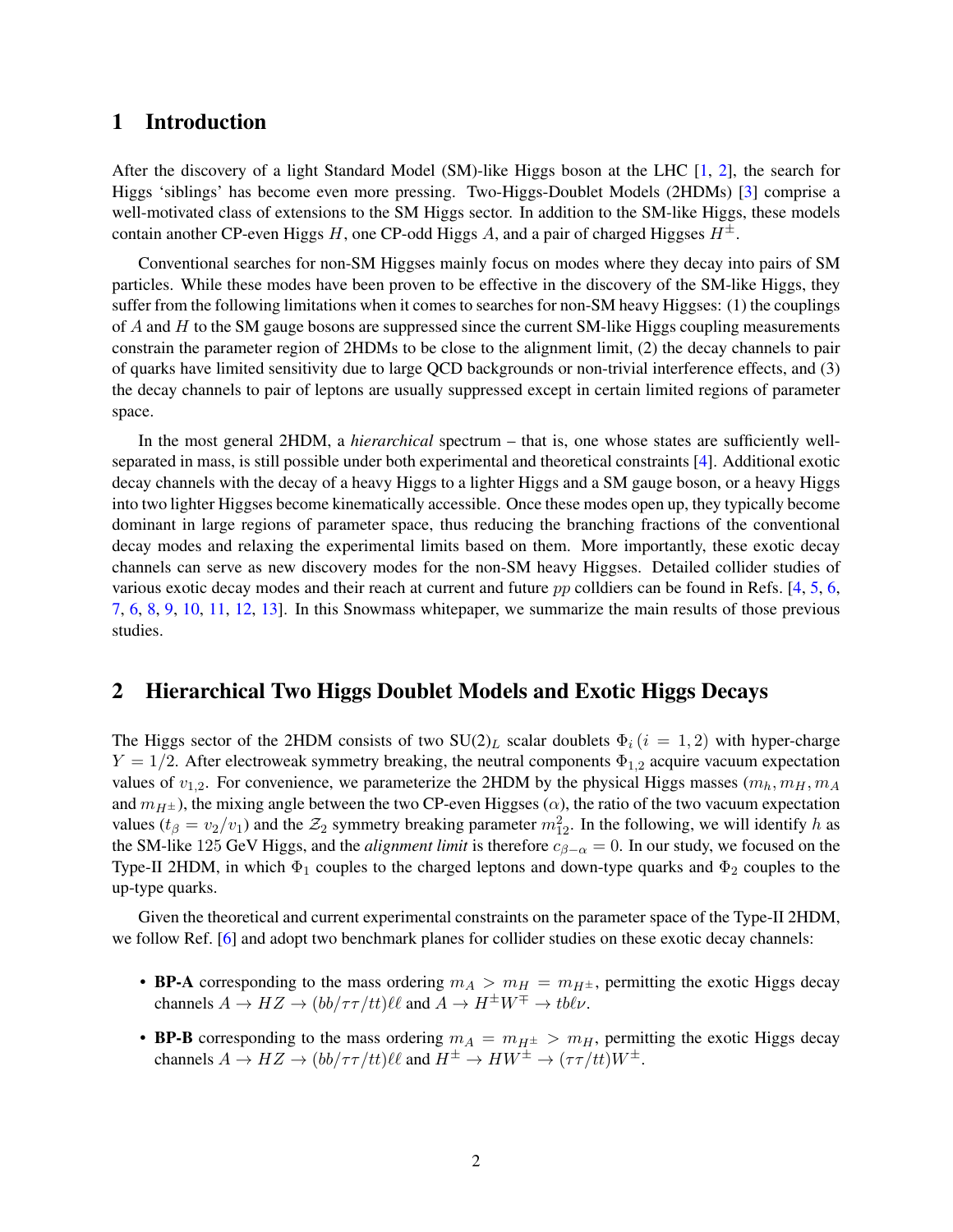## 1 Introduction

After the discovery of a light Standard Model (SM)-like Higgs boson at the LHC [1, 2], the search for Higgs 'siblings' has become even more pressing. Two-Higgs-Doublet Models (2HDMs) [3] comprise a well-motivated class of extensions to the SM Higgs sector. In addition to the SM-like Higgs, these models contain another CP-even Higgs $H$, one CP-odd Higgs $A$, and a pair of charged Higgses $H^{\pm}$.

Conventional searches for non-SM Higgses mainly focus on modes where they decay into pairs of SM particles. While these modes have been proven to be effective in the discovery of the SM-like Higgs, they suffer from the following limitations when it comes to searches for non-SM heavy Higgses: (1) the couplings of $A$ and $H$ to the SM gauge bosons are suppressed since the current SM-like Higgs coupling measurements constrain the parameter region of 2HDMs to be close to the alignment limit, (2) the decay channels to pair of quarks have limited sensitivity due to large QCD backgrounds or non-trivial interference effects, and (3) the decay channels to pair of leptons are usually suppressed except in certain limited regions of parameter space.

In the most general 2HDM, a *hierarchical* spectrum – that is, one whose states are sufficiently well-separated in mass, is still possible under both experimental and theoretical constraints [4]. Additional exotic decay channels with the decay of a heavy Higgs to a lighter Higgs and a SM gauge boson, or a heavy Higgs into two lighter Higgses become kinematically accessible. Once these modes open up, they typically become dominant in large regions of parameter space, thus reducing the branching fractions of the conventional decay modes and relaxing the experimental limits based on them. More importantly, these exotic decay channels can serve as new discovery modes for the non-SM heavy Higgses. Detailed collider studies of various exotic decay modes and their reach at current and future $pp$ colldiers can be found in Refs. [4, 5, 6, 7, 6, 8, 9, 10, 11, 12, 13]. In this Snowmass whitepaper, we summarize the main results of those previous studies.

## 2 Hierarchical Two Higgs Doublet Models and Exotic Higgs Decays

The Higgs sector of the 2HDM consists of two SU(2)$_L$ scalar doublets $\Phi_i\,(i = 1, 2)$ with hyper-charge $Y = 1/2$. After electroweak symmetry breaking, the neutral components $\Phi_{1,2}$ acquire vacuum expectation values of $v_{1,2}$. For convenience, we parameterize the 2HDM by the physical Higgs masses ($m_h, m_H, m_A$ and $m_{H^{\pm}}$), the mixing angle between the two CP-even Higgses ($\alpha$), the ratio of the two vacuum expectation values ($t_{\beta} = v_2/v_1$) and the $\mathcal{Z}_2$ symmetry breaking parameter $m_{12}^2$. In the following, we will identify $h$ as the SM-like 125 GeV Higgs, and the *alignment limit* is therefore $c_{\beta-\alpha} = 0$. In our study, we focused on the Type-II 2HDM, in which $\Phi_1$ couples to the charged leptons and down-type quarks and $\Phi_2$ couples to the up-type quarks.

Given the theoretical and current experimental constraints on the parameter space of the Type-II 2HDM, we follow Ref. [6] and adopt two benchmark planes for collider studies on these exotic decay channels:

- **BP-A** corresponding to the mass ordering $m_A > m_H = m_{H^{\pm}}$, permitting the exotic Higgs decay channels $A \to HZ \to (bb/\tau\tau/tt)\ell\ell$ and $A \to H^{\pm}W^{\mp} \to tb\ell\nu$.
- **BP-B** corresponding to the mass ordering $m_A = m_{H^{\pm}} > m_H$, permitting the exotic Higgs decay channels $A \to HZ \to (bb/\tau\tau/tt)\ell\ell$ and $H^{\pm} \to HW^{\pm} \to (\tau\tau/tt)W^{\pm}$.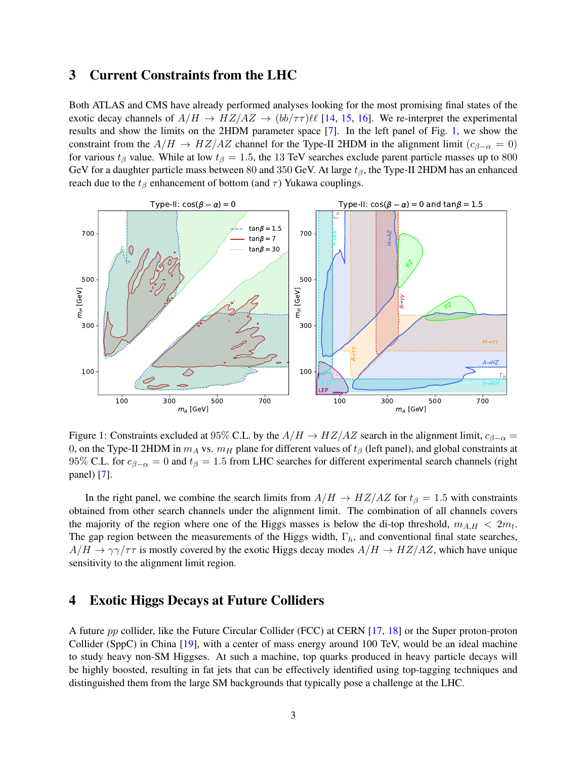## 3 Current Constraints from the LHC

Both ATLAS and CMS have already performed analyses looking for the most promising final states of the exotic decay channels of $A/H \to HZ/AZ \to (bb/\tau\tau)\ell\ell$ [14, 15, 16]. We re-interpret the experimental results and show the limits on the 2HDM parameter space [7]. In the left panel of Fig. 1, we show the constraint from the $A/H \to HZ/AZ$ channel for the Type-II 2HDM in the alignment limit ($c_{\beta-\alpha} = 0$) for various $t_\beta$ value. While at low $t_\beta = 1.5$, the 13 TeV searches exclude parent particle masses up to 800 GeV for a daughter particle mass between 80 and 350 GeV. At large $t_\beta$, the Type-II 2HDM has an enhanced reach due to the $t_\beta$ enhancement of bottom (and $\tau$) Yukawa couplings.

Figure 1: Constraints excluded at 95% C.L. by the $A/H \to HZ/AZ$ search in the alignment limit, $c_{\beta-\alpha} = 0$, on the Type-II 2HDM in $m_A$ vs. $m_H$ plane for different values of $t_\beta$ (left panel), and global constraints at 95% C.L. for $c_{\beta-\alpha} = 0$ and $t_\beta = 1.5$ from LHC searches for different experimental search channels (right panel) [7].

In the right panel, we combine the search limits from $A/H \to HZ/AZ$ for $t_\beta = 1.5$ with constraints obtained from other search channels under the alignment limit. The combination of all channels covers the majority of the region where one of the Higgs masses is below the di-top threshold, $m_{A,H} < 2m_t$. The gap region between the measurements of the Higgs width, $\Gamma_h$, and conventional final state searches, $A/H \to \gamma\gamma/\tau\tau$ is mostly covered by the exotic Higgs decay modes $A/H \to HZ/AZ$, which have unique sensitivity to the alignment limit region.

## 4 Exotic Higgs Decays at Future Colliders

A future *pp* collider, like the Future Circular Collider (FCC) at CERN [17, 18] or the Super proton-proton Collider (SppC) in China [19], with a center of mass energy around 100 TeV, would be an ideal machine to study heavy non-SM Higgses. At such a machine, top quarks produced in heavy particle decays will be highly boosted, resulting in fat jets that can be effectively identified using top-tagging techniques and distinguished them from the large SM backgrounds that typically pose a challenge at the LHC.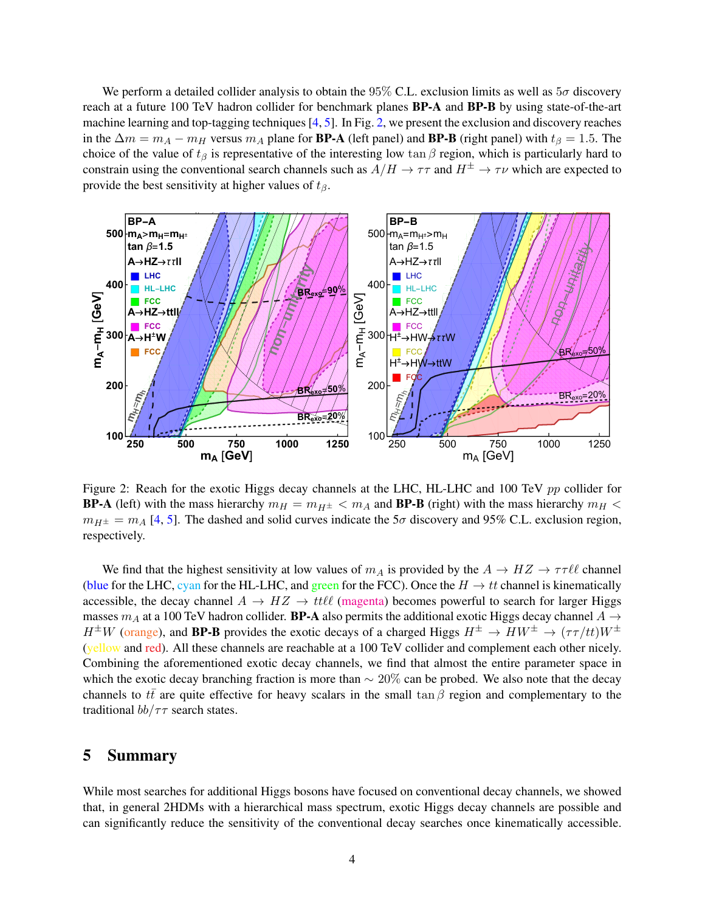We perform a detailed collider analysis to obtain the 95% C.L. exclusion limits as well as $5\sigma$ discovery reach at a future 100 TeV hadron collider for benchmark planes **BP-A** and **BP-B** by using state-of-the-art machine learning and top-tagging techniques [4, 5]. In Fig. 2, we present the exclusion and discovery reaches in the $\Delta m = m_A - m_H$ versus $m_A$ plane for **BP-A** (left panel) and **BP-B** (right panel) with $t_\beta = 1.5$. The choice of the value of $t_\beta$ is representative of the interesting low $\tan\beta$ region, which is particularly hard to constrain using the conventional search channels such as $A/H \to \tau\tau$ and $H^\pm \to \tau\nu$ which are expected to provide the best sensitivity at higher values of $t_\beta$.

Figure 2: Reach for the exotic Higgs decay channels at the LHC, HL-LHC and 100 TeV $pp$ collider for **BP-A** (left) with the mass hierarchy $m_H = m_{H^\pm} < m_A$ and **BP-B** (right) with the mass hierarchy $m_H < m_{H^\pm} = m_A$ [4, 5]. The dashed and solid curves indicate the $5\sigma$ discovery and 95% C.L. exclusion region, respectively.

We find that the highest sensitivity at low values of $m_A$ is provided by the $A \to HZ \to \tau\tau\ell\ell$ channel (blue for the LHC, cyan for the HL-LHC, and green for the FCC). Once the $H \to tt$ channel is kinematically accessible, the decay channel $A \to HZ \to tt\ell\ell$ (magenta) becomes powerful to search for larger Higgs masses $m_A$ at a 100 TeV hadron collider. **BP-A** also permits the additional exotic Higgs decay channel $A \to H^\pm W$ (orange), and **BP-B** provides the exotic decays of a charged Higgs $H^\pm \to HW^\pm \to (\tau\tau/tt)W^\pm$ (yellow and red). All these channels are reachable at a 100 TeV collider and complement each other nicely. Combining the aforementioned exotic decay channels, we find that almost the entire parameter space in which the exotic decay branching fraction is more than $\sim 20\%$ can be probed. We also note that the decay channels to $t\bar{t}$ are quite effective for heavy scalars in the small $\tan\beta$ region and complementary to the traditional $bb/\tau\tau$ search states.

## 5 Summary

While most searches for additional Higgs bosons have focused on conventional decay channels, we showed that, in general 2HDMs with a hierarchical mass spectrum, exotic Higgs decay channels are possible and can significantly reduce the sensitivity of the conventional decay searches once kinematically accessible.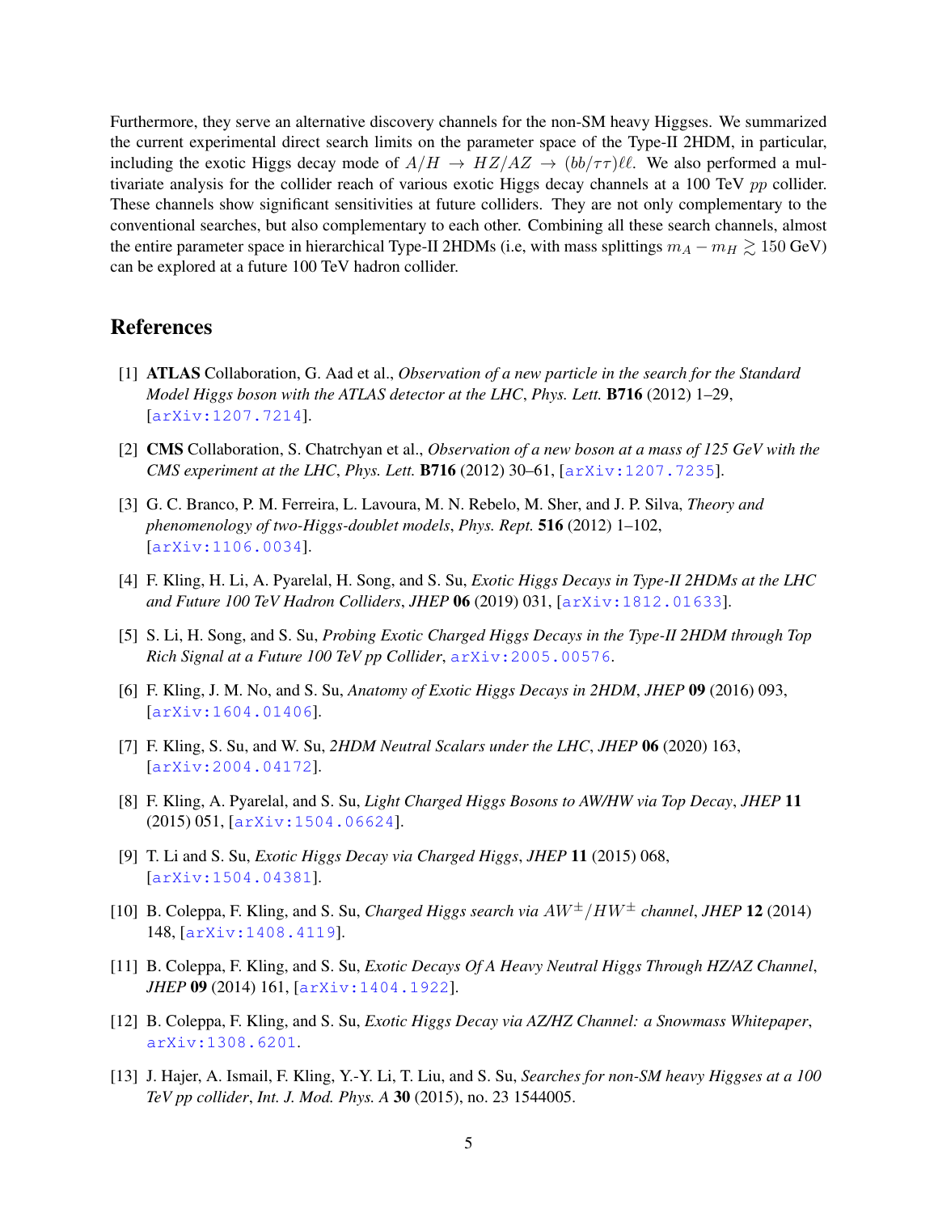Furthermore, they serve an alternative discovery channels for the non-SM heavy Higgses. We summarized the current experimental direct search limits on the parameter space of the Type-II 2HDM, in particular, including the exotic Higgs decay mode of $A/H \to HZ/AZ \to (bb/\tau\tau)\ell\ell$. We also performed a multivariate analysis for the collider reach of various exotic Higgs decay channels at a 100 TeV $pp$ collider. These channels show significant sensitivities at future colliders. They are not only complementary to the conventional searches, but also complementary to each other. Combining all these search channels, almost the entire parameter space in hierarchical Type-II 2HDMs (i.e, with mass splittings $m_A - m_H \gtrsim 150$ GeV) can be explored at a future 100 TeV hadron collider.

## References

[1] **ATLAS** Collaboration, G. Aad et al., *Observation of a new particle in the search for the Standard Model Higgs boson with the ATLAS detector at the LHC*, *Phys. Lett.* **B716** (2012) 1–29, [arXiv:1207.7214].

[2] **CMS** Collaboration, S. Chatrchyan et al., *Observation of a new boson at a mass of 125 GeV with the CMS experiment at the LHC*, *Phys. Lett.* **B716** (2012) 30–61, [arXiv:1207.7235].

[3] G. C. Branco, P. M. Ferreira, L. Lavoura, M. N. Rebelo, M. Sher, and J. P. Silva, *Theory and phenomenology of two-Higgs-doublet models*, *Phys. Rept.* **516** (2012) 1–102, [arXiv:1106.0034].

[4] F. Kling, H. Li, A. Pyarelal, H. Song, and S. Su, *Exotic Higgs Decays in Type-II 2HDMs at the LHC and Future 100 TeV Hadron Colliders*, *JHEP* **06** (2019) 031, [arXiv:1812.01633].

[5] S. Li, H. Song, and S. Su, *Probing Exotic Charged Higgs Decays in the Type-II 2HDM through Top Rich Signal at a Future 100 TeV pp Collider*, arXiv:2005.00576.

[6] F. Kling, J. M. No, and S. Su, *Anatomy of Exotic Higgs Decays in 2HDM*, *JHEP* **09** (2016) 093, [arXiv:1604.01406].

[7] F. Kling, S. Su, and W. Su, *2HDM Neutral Scalars under the LHC*, *JHEP* **06** (2020) 163, [arXiv:2004.04172].

[8] F. Kling, A. Pyarelal, and S. Su, *Light Charged Higgs Bosons to AW/HW via Top Decay*, *JHEP* **11** (2015) 051, [arXiv:1504.06624].

[9] T. Li and S. Su, *Exotic Higgs Decay via Charged Higgs*, *JHEP* **11** (2015) 068, [arXiv:1504.04381].

[10] B. Coleppa, F. Kling, and S. Su, *Charged Higgs search via $AW^\pm/HW^\pm$ channel*, *JHEP* **12** (2014) 148, [arXiv:1408.4119].

[11] B. Coleppa, F. Kling, and S. Su, *Exotic Decays Of A Heavy Neutral Higgs Through HZ/AZ Channel*, *JHEP* **09** (2014) 161, [arXiv:1404.1922].

[12] B. Coleppa, F. Kling, and S. Su, *Exotic Higgs Decay via AZ/HZ Channel: a Snowmass Whitepaper*, arXiv:1308.6201.

[13] J. Hajer, A. Ismail, F. Kling, Y.-Y. Li, T. Liu, and S. Su, *Searches for non-SM heavy Higgses at a 100 TeV pp collider*, *Int. J. Mod. Phys. A* **30** (2015), no. 23 1544005.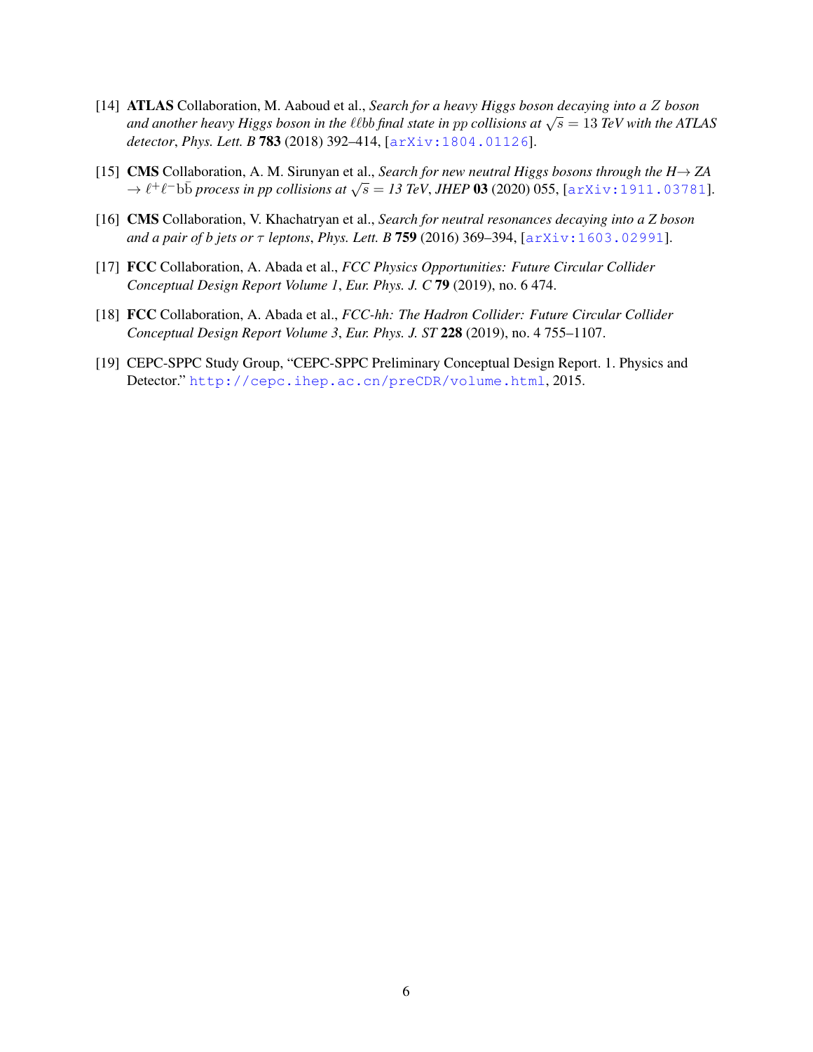[14] **ATLAS** Collaboration, M. Aaboud et al., *Search for a heavy Higgs boson decaying into a $Z$ boson and another heavy Higgs boson in the $\ell\ell bb$ final state in pp collisions at $\sqrt{s} = 13$ TeV with the ATLAS detector*, *Phys. Lett. B* **783** (2018) 392–414, [arXiv:1804.01126].

[15] **CMS** Collaboration, A. M. Sirunyan et al., *Search for new neutral Higgs bosons through the H$\rightarrow$ ZA $\rightarrow \ell^{+}\ell^{-}\mathrm{b}\bar{\mathrm{b}}$ process in pp collisions at $\sqrt{s}$ = 13 TeV*, *JHEP* **03** (2020) 055, [arXiv:1911.03781].

[16] **CMS** Collaboration, V. Khachatryan et al., *Search for neutral resonances decaying into a Z boson and a pair of b jets or $\tau$ leptons*, *Phys. Lett. B* **759** (2016) 369–394, [arXiv:1603.02991].

[17] **FCC** Collaboration, A. Abada et al., *FCC Physics Opportunities: Future Circular Collider Conceptual Design Report Volume 1*, *Eur. Phys. J. C* **79** (2019), no. 6 474.

[18] **FCC** Collaboration, A. Abada et al., *FCC-hh: The Hadron Collider: Future Circular Collider Conceptual Design Report Volume 3*, *Eur. Phys. J. ST* **228** (2019), no. 4 755–1107.

[19] CEPC-SPPC Study Group, "CEPC-SPPC Preliminary Conceptual Design Report. 1. Physics and Detector." http://cepc.ihep.ac.cn/preCDR/volume.html, 2015.